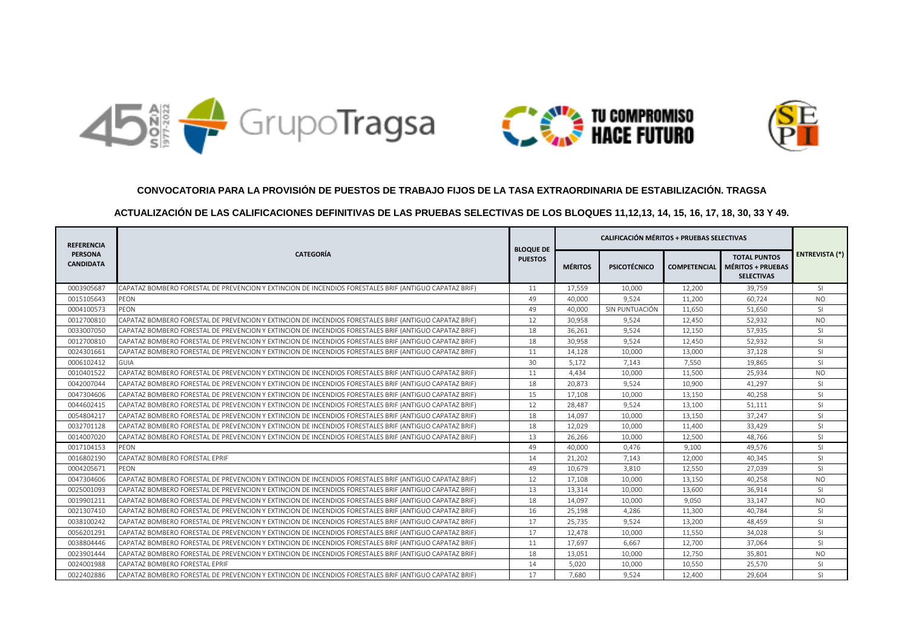**CONVOCATORIA PARA LA PROVISIÓN DE PUESTOS DE TRABAJO FIJOS DE LA TASA EXTRAORDINARIA DE ESTABILIZACIÓN. TRAGSA**

**ACTUALIZACIÓN DE LAS CALIFICACIONES DEFINITIVAS DE LAS PRUEBAS SELECTIVAS DE LOS BLOQUES 11,12,13, 14, 15, 16, 17, 18, 30, 33 Y 49.**

| REFERENCIA PERSONA CANDIDATA | CATEGORÍA | BLOQUE DE PUESTOS | CALIFICACIÓN MÉRITOS + PRUEBAS SELECTIVAS | | | | ENTREVISTA (*) |
|---|---|---|---|---|---|---|---|
| | | | MÉRITOS | PSICOTÉCNICO | COMPETENCIAL | TOTAL PUNTOS MÉRITOS + PRUEBAS SELECTIVAS | |
| 0003905687 | CAPATAZ BOMBERO FORESTAL DE PREVENCION Y EXTINCION DE INCENDIOS FORESTALES BRIF (ANTIGUO CAPATAZ BRIF) | 11 | 17,559 | 10,000 | 12,200 | 39,759 | SI |
| 0015105643 | PEON | 49 | 40,000 | 9,524 | 11,200 | 60,724 | NO |
| 0004100573 | PEON | 49 | 40,000 | SIN PUNTUACIÓN | 11,650 | 51,650 | SI |
| 0012700810 | CAPATAZ BOMBERO FORESTAL DE PREVENCION Y EXTINCION DE INCENDIOS FORESTALES BRIF (ANTIGUO CAPATAZ BRIF) | 12 | 30,958 | 9,524 | 12,450 | 52,932 | NO |
| 0033007050 | CAPATAZ BOMBERO FORESTAL DE PREVENCION Y EXTINCION DE INCENDIOS FORESTALES BRIF (ANTIGUO CAPATAZ BRIF) | 18 | 36,261 | 9,524 | 12,150 | 57,935 | SI |
| 0012700810 | CAPATAZ BOMBERO FORESTAL DE PREVENCION Y EXTINCION DE INCENDIOS FORESTALES BRIF (ANTIGUO CAPATAZ BRIF) | 18 | 30,958 | 9,524 | 12,450 | 52,932 | SI |
| 0024301661 | CAPATAZ BOMBERO FORESTAL DE PREVENCION Y EXTINCION DE INCENDIOS FORESTALES BRIF (ANTIGUO CAPATAZ BRIF) | 11 | 14,128 | 10,000 | 13,000 | 37,128 | SI |
| 0006102412 | GUIA | 30 | 5,172 | 7,143 | 7,550 | 19,865 | SI |
| 0010401522 | CAPATAZ BOMBERO FORESTAL DE PREVENCION Y EXTINCION DE INCENDIOS FORESTALES BRIF (ANTIGUO CAPATAZ BRIF) | 11 | 4,434 | 10,000 | 11,500 | 25,934 | NO |
| 0042007044 | CAPATAZ BOMBERO FORESTAL DE PREVENCION Y EXTINCION DE INCENDIOS FORESTALES BRIF (ANTIGUO CAPATAZ BRIF) | 18 | 20,873 | 9,524 | 10,900 | 41,297 | SI |
| 0047304606 | CAPATAZ BOMBERO FORESTAL DE PREVENCION Y EXTINCION DE INCENDIOS FORESTALES BRIF (ANTIGUO CAPATAZ BRIF) | 15 | 17,108 | 10,000 | 13,150 | 40,258 | SI |
| 0044602415 | CAPATAZ BOMBERO FORESTAL DE PREVENCION Y EXTINCION DE INCENDIOS FORESTALES BRIF (ANTIGUO CAPATAZ BRIF) | 12 | 28,487 | 9,524 | 13,100 | 51,111 | SI |
| 0054804217 | CAPATAZ BOMBERO FORESTAL DE PREVENCION Y EXTINCION DE INCENDIOS FORESTALES BRIF (ANTIGUO CAPATAZ BRIF) | 18 | 14,097 | 10,000 | 13,150 | 37,247 | SI |
| 0032701128 | CAPATAZ BOMBERO FORESTAL DE PREVENCION Y EXTINCION DE INCENDIOS FORESTALES BRIF (ANTIGUO CAPATAZ BRIF) | 18 | 12,029 | 10,000 | 11,400 | 33,429 | SI |
| 0014007020 | CAPATAZ BOMBERO FORESTAL DE PREVENCION Y EXTINCION DE INCENDIOS FORESTALES BRIF (ANTIGUO CAPATAZ BRIF) | 13 | 26,266 | 10,000 | 12,500 | 48,766 | SI |
| 0017104153 | PEON | 49 | 40,000 | 0,476 | 9,100 | 49,576 | SI |
| 0016802190 | CAPATAZ BOMBERO FORESTAL EPRIF | 14 | 21,202 | 7,143 | 12,000 | 40,345 | SI |
| 0004205671 | PEON | 49 | 10,679 | 3,810 | 12,550 | 27,039 | SI |
| 0047304606 | CAPATAZ BOMBERO FORESTAL DE PREVENCION Y EXTINCION DE INCENDIOS FORESTALES BRIF (ANTIGUO CAPATAZ BRIF) | 12 | 17,108 | 10,000 | 13,150 | 40,258 | NO |
| 0025001093 | CAPATAZ BOMBERO FORESTAL DE PREVENCION Y EXTINCION DE INCENDIOS FORESTALES BRIF (ANTIGUO CAPATAZ BRIF) | 13 | 13,314 | 10,000 | 13,600 | 36,914 | SI |
| 0019901211 | CAPATAZ BOMBERO FORESTAL DE PREVENCION Y EXTINCION DE INCENDIOS FORESTALES BRIF (ANTIGUO CAPATAZ BRIF) | 18 | 14,097 | 10,000 | 9,050 | 33,147 | NO |
| 0021307410 | CAPATAZ BOMBERO FORESTAL DE PREVENCION Y EXTINCION DE INCENDIOS FORESTALES BRIF (ANTIGUO CAPATAZ BRIF) | 16 | 25,198 | 4,286 | 11,300 | 40,784 | SI |
| 0038100242 | CAPATAZ BOMBERO FORESTAL DE PREVENCION Y EXTINCION DE INCENDIOS FORESTALES BRIF (ANTIGUO CAPATAZ BRIF) | 17 | 25,735 | 9,524 | 13,200 | 48,459 | SI |
| 0056201291 | CAPATAZ BOMBERO FORESTAL DE PREVENCION Y EXTINCION DE INCENDIOS FORESTALES BRIF (ANTIGUO CAPATAZ BRIF) | 17 | 12,478 | 10,000 | 11,550 | 34,028 | SI |
| 0038804446 | CAPATAZ BOMBERO FORESTAL DE PREVENCION Y EXTINCION DE INCENDIOS FORESTALES BRIF (ANTIGUO CAPATAZ BRIF) | 11 | 17,697 | 6,667 | 12,700 | 37,064 | SI |
| 0023901444 | CAPATAZ BOMBERO FORESTAL DE PREVENCION Y EXTINCION DE INCENDIOS FORESTALES BRIF (ANTIGUO CAPATAZ BRIF) | 18 | 13,051 | 10,000 | 12,750 | 35,801 | NO |
| 0024001988 | CAPATAZ BOMBERO FORESTAL EPRIF | 14 | 5,020 | 10,000 | 10,550 | 25,570 | SI |
| 0022402886 | CAPATAZ BOMBERO FORESTAL DE PREVENCION Y EXTINCION DE INCENDIOS FORESTALES BRIF (ANTIGUO CAPATAZ BRIF) | 17 | 7,680 | 9,524 | 12,400 | 29,604 | SI |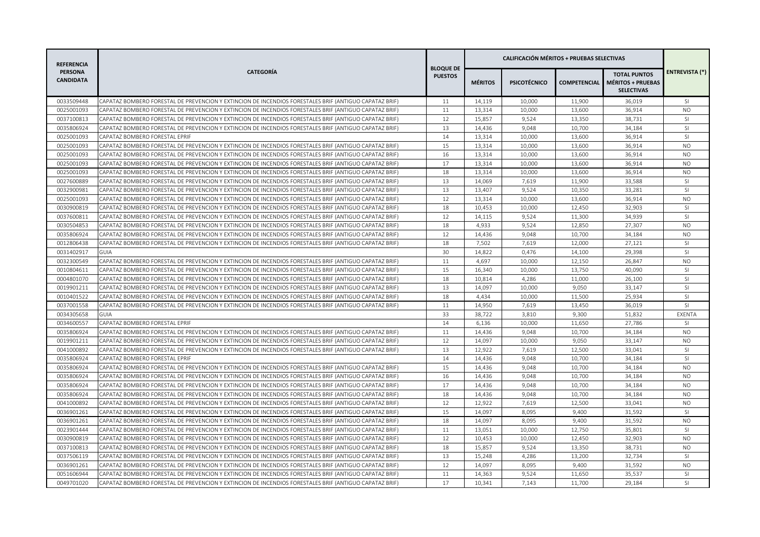| REFERENCIA PERSONA CANDIDATA | CATEGORÍA | BLOQUE DE PUESTOS | CALIFICACIÓN MÉRITOS + PRUEBAS SELECTIVAS | | | | ENTREVISTA (*) |
|---|---|---|---|---|---|---|---|
| | | | MÉRITOS | PSICOTÉCNICO | COMPETENCIAL | TOTAL PUNTOS MÉRITOS + PRUEBAS SELECTIVAS | |
| 0033509448 | CAPATAZ BOMBERO FORESTAL DE PREVENCION Y EXTINCION DE INCENDIOS FORESTALES BRIF (ANTIGUO CAPATAZ BRIF) | 11 | 14,119 | 10,000 | 11,900 | 36,019 | SI |
| 0025001093 | CAPATAZ BOMBERO FORESTAL DE PREVENCION Y EXTINCION DE INCENDIOS FORESTALES BRIF (ANTIGUO CAPATAZ BRIF) | 11 | 13,314 | 10,000 | 13,600 | 36,914 | NO |
| 0037100813 | CAPATAZ BOMBERO FORESTAL DE PREVENCION Y EXTINCION DE INCENDIOS FORESTALES BRIF (ANTIGUO CAPATAZ BRIF) | 12 | 15,857 | 9,524 | 13,350 | 38,731 | SI |
| 0035806924 | CAPATAZ BOMBERO FORESTAL DE PREVENCION Y EXTINCION DE INCENDIOS FORESTALES BRIF (ANTIGUO CAPATAZ BRIF) | 13 | 14,436 | 9,048 | 10,700 | 34,184 | SI |
| 0025001093 | CAPATAZ BOMBERO FORESTAL EPRIF | 14 | 13,314 | 10,000 | 13,600 | 36,914 | SI |
| 0025001093 | CAPATAZ BOMBERO FORESTAL DE PREVENCION Y EXTINCION DE INCENDIOS FORESTALES BRIF (ANTIGUO CAPATAZ BRIF) | 15 | 13,314 | 10,000 | 13,600 | 36,914 | NO |
| 0025001093 | CAPATAZ BOMBERO FORESTAL DE PREVENCION Y EXTINCION DE INCENDIOS FORESTALES BRIF (ANTIGUO CAPATAZ BRIF) | 16 | 13,314 | 10,000 | 13,600 | 36,914 | NO |
| 0025001093 | CAPATAZ BOMBERO FORESTAL DE PREVENCION Y EXTINCION DE INCENDIOS FORESTALES BRIF (ANTIGUO CAPATAZ BRIF) | 17 | 13,314 | 10,000 | 13,600 | 36,914 | NO |
| 0025001093 | CAPATAZ BOMBERO FORESTAL DE PREVENCION Y EXTINCION DE INCENDIOS FORESTALES BRIF (ANTIGUO CAPATAZ BRIF) | 18 | 13,314 | 10,000 | 13,600 | 36,914 | NO |
| 0027600889 | CAPATAZ BOMBERO FORESTAL DE PREVENCION Y EXTINCION DE INCENDIOS FORESTALES BRIF (ANTIGUO CAPATAZ BRIF) | 13 | 14,069 | 7,619 | 11,900 | 33,588 | SI |
| 0032900981 | CAPATAZ BOMBERO FORESTAL DE PREVENCION Y EXTINCION DE INCENDIOS FORESTALES BRIF (ANTIGUO CAPATAZ BRIF) | 13 | 13,407 | 9,524 | 10,350 | 33,281 | SI |
| 0025001093 | CAPATAZ BOMBERO FORESTAL DE PREVENCION Y EXTINCION DE INCENDIOS FORESTALES BRIF (ANTIGUO CAPATAZ BRIF) | 12 | 13,314 | 10,000 | 13,600 | 36,914 | NO |
| 0030900819 | CAPATAZ BOMBERO FORESTAL DE PREVENCION Y EXTINCION DE INCENDIOS FORESTALES BRIF (ANTIGUO CAPATAZ BRIF) | 18 | 10,453 | 10,000 | 12,450 | 32,903 | SI |
| 0037600811 | CAPATAZ BOMBERO FORESTAL DE PREVENCION Y EXTINCION DE INCENDIOS FORESTALES BRIF (ANTIGUO CAPATAZ BRIF) | 12 | 14,115 | 9,524 | 11,300 | 34,939 | SI |
| 0030504853 | CAPATAZ BOMBERO FORESTAL DE PREVENCION Y EXTINCION DE INCENDIOS FORESTALES BRIF (ANTIGUO CAPATAZ BRIF) | 18 | 4,933 | 9,524 | 12,850 | 27,307 | NO |
| 0035806924 | CAPATAZ BOMBERO FORESTAL DE PREVENCION Y EXTINCION DE INCENDIOS FORESTALES BRIF (ANTIGUO CAPATAZ BRIF) | 12 | 14,436 | 9,048 | 10,700 | 34,184 | NO |
| 0012806438 | CAPATAZ BOMBERO FORESTAL DE PREVENCION Y EXTINCION DE INCENDIOS FORESTALES BRIF (ANTIGUO CAPATAZ BRIF) | 18 | 7,502 | 7,619 | 12,000 | 27,121 | SI |
| 0031402917 | GUIA | 30 | 14,822 | 0,476 | 14,100 | 29,398 | SI |
| 0032300549 | CAPATAZ BOMBERO FORESTAL DE PREVENCION Y EXTINCION DE INCENDIOS FORESTALES BRIF (ANTIGUO CAPATAZ BRIF) | 11 | 4,697 | 10,000 | 12,150 | 26,847 | NO |
| 0010804611 | CAPATAZ BOMBERO FORESTAL DE PREVENCION Y EXTINCION DE INCENDIOS FORESTALES BRIF (ANTIGUO CAPATAZ BRIF) | 15 | 16,340 | 10,000 | 13,750 | 40,090 | SI |
| 0004801070 | CAPATAZ BOMBERO FORESTAL DE PREVENCION Y EXTINCION DE INCENDIOS FORESTALES BRIF (ANTIGUO CAPATAZ BRIF) | 18 | 10,814 | 4,286 | 11,000 | 26,100 | SI |
| 0019901211 | CAPATAZ BOMBERO FORESTAL DE PREVENCION Y EXTINCION DE INCENDIOS FORESTALES BRIF (ANTIGUO CAPATAZ BRIF) | 13 | 14,097 | 10,000 | 9,050 | 33,147 | SI |
| 0010401522 | CAPATAZ BOMBERO FORESTAL DE PREVENCION Y EXTINCION DE INCENDIOS FORESTALES BRIF (ANTIGUO CAPATAZ BRIF) | 18 | 4,434 | 10,000 | 11,500 | 25,934 | SI |
| 0037001558 | CAPATAZ BOMBERO FORESTAL DE PREVENCION Y EXTINCION DE INCENDIOS FORESTALES BRIF (ANTIGUO CAPATAZ BRIF) | 11 | 14,950 | 7,619 | 13,450 | 36,019 | SI |
| 0034305658 | GUIA | 33 | 38,722 | 3,810 | 9,300 | 51,832 | EXENTA |
| 0034600557 | CAPATAZ BOMBERO FORESTAL EPRIF | 14 | 6,136 | 10,000 | 11,650 | 27,786 | SI |
| 0035806924 | CAPATAZ BOMBERO FORESTAL DE PREVENCION Y EXTINCION DE INCENDIOS FORESTALES BRIF (ANTIGUO CAPATAZ BRIF) | 11 | 14,436 | 9,048 | 10,700 | 34,184 | NO |
| 0019901211 | CAPATAZ BOMBERO FORESTAL DE PREVENCION Y EXTINCION DE INCENDIOS FORESTALES BRIF (ANTIGUO CAPATAZ BRIF) | 12 | 14,097 | 10,000 | 9,050 | 33,147 | NO |
| 0041000892 | CAPATAZ BOMBERO FORESTAL DE PREVENCION Y EXTINCION DE INCENDIOS FORESTALES BRIF (ANTIGUO CAPATAZ BRIF) | 13 | 12,922 | 7,619 | 12,500 | 33,041 | SI |
| 0035806924 | CAPATAZ BOMBERO FORESTAL EPRIF | 14 | 14,436 | 9,048 | 10,700 | 34,184 | SI |
| 0035806924 | CAPATAZ BOMBERO FORESTAL DE PREVENCION Y EXTINCION DE INCENDIOS FORESTALES BRIF (ANTIGUO CAPATAZ BRIF) | 15 | 14,436 | 9,048 | 10,700 | 34,184 | NO |
| 0035806924 | CAPATAZ BOMBERO FORESTAL DE PREVENCION Y EXTINCION DE INCENDIOS FORESTALES BRIF (ANTIGUO CAPATAZ BRIF) | 16 | 14,436 | 9,048 | 10,700 | 34,184 | NO |
| 0035806924 | CAPATAZ BOMBERO FORESTAL DE PREVENCION Y EXTINCION DE INCENDIOS FORESTALES BRIF (ANTIGUO CAPATAZ BRIF) | 17 | 14,436 | 9,048 | 10,700 | 34,184 | NO |
| 0035806924 | CAPATAZ BOMBERO FORESTAL DE PREVENCION Y EXTINCION DE INCENDIOS FORESTALES BRIF (ANTIGUO CAPATAZ BRIF) | 18 | 14,436 | 9,048 | 10,700 | 34,184 | NO |
| 0041000892 | CAPATAZ BOMBERO FORESTAL DE PREVENCION Y EXTINCION DE INCENDIOS FORESTALES BRIF (ANTIGUO CAPATAZ BRIF) | 12 | 12,922 | 7,619 | 12,500 | 33,041 | NO |
| 0036901261 | CAPATAZ BOMBERO FORESTAL DE PREVENCION Y EXTINCION DE INCENDIOS FORESTALES BRIF (ANTIGUO CAPATAZ BRIF) | 15 | 14,097 | 8,095 | 9,400 | 31,592 | SI |
| 0036901261 | CAPATAZ BOMBERO FORESTAL DE PREVENCION Y EXTINCION DE INCENDIOS FORESTALES BRIF (ANTIGUO CAPATAZ BRIF) | 18 | 14,097 | 8,095 | 9,400 | 31,592 | NO |
| 0023901444 | CAPATAZ BOMBERO FORESTAL DE PREVENCION Y EXTINCION DE INCENDIOS FORESTALES BRIF (ANTIGUO CAPATAZ BRIF) | 11 | 13,051 | 10,000 | 12,750 | 35,801 | SI |
| 0030900819 | CAPATAZ BOMBERO FORESTAL DE PREVENCION Y EXTINCION DE INCENDIOS FORESTALES BRIF (ANTIGUO CAPATAZ BRIF) | 12 | 10,453 | 10,000 | 12,450 | 32,903 | NO |
| 0037100813 | CAPATAZ BOMBERO FORESTAL DE PREVENCION Y EXTINCION DE INCENDIOS FORESTALES BRIF (ANTIGUO CAPATAZ BRIF) | 18 | 15,857 | 9,524 | 13,350 | 38,731 | NO |
| 0037506119 | CAPATAZ BOMBERO FORESTAL DE PREVENCION Y EXTINCION DE INCENDIOS FORESTALES BRIF (ANTIGUO CAPATAZ BRIF) | 13 | 15,248 | 4,286 | 13,200 | 32,734 | SI |
| 0036901261 | CAPATAZ BOMBERO FORESTAL DE PREVENCION Y EXTINCION DE INCENDIOS FORESTALES BRIF (ANTIGUO CAPATAZ BRIF) | 12 | 14,097 | 8,095 | 9,400 | 31,592 | NO |
| 0051606944 | CAPATAZ BOMBERO FORESTAL DE PREVENCION Y EXTINCION DE INCENDIOS FORESTALES BRIF (ANTIGUO CAPATAZ BRIF) | 11 | 14,363 | 9,524 | 11,650 | 35,537 | SI |
| 0049701020 | CAPATAZ BOMBERO FORESTAL DE PREVENCION Y EXTINCION DE INCENDIOS FORESTALES BRIF (ANTIGUO CAPATAZ BRIF) | 17 | 10,341 | 7,143 | 11,700 | 29,184 | SI |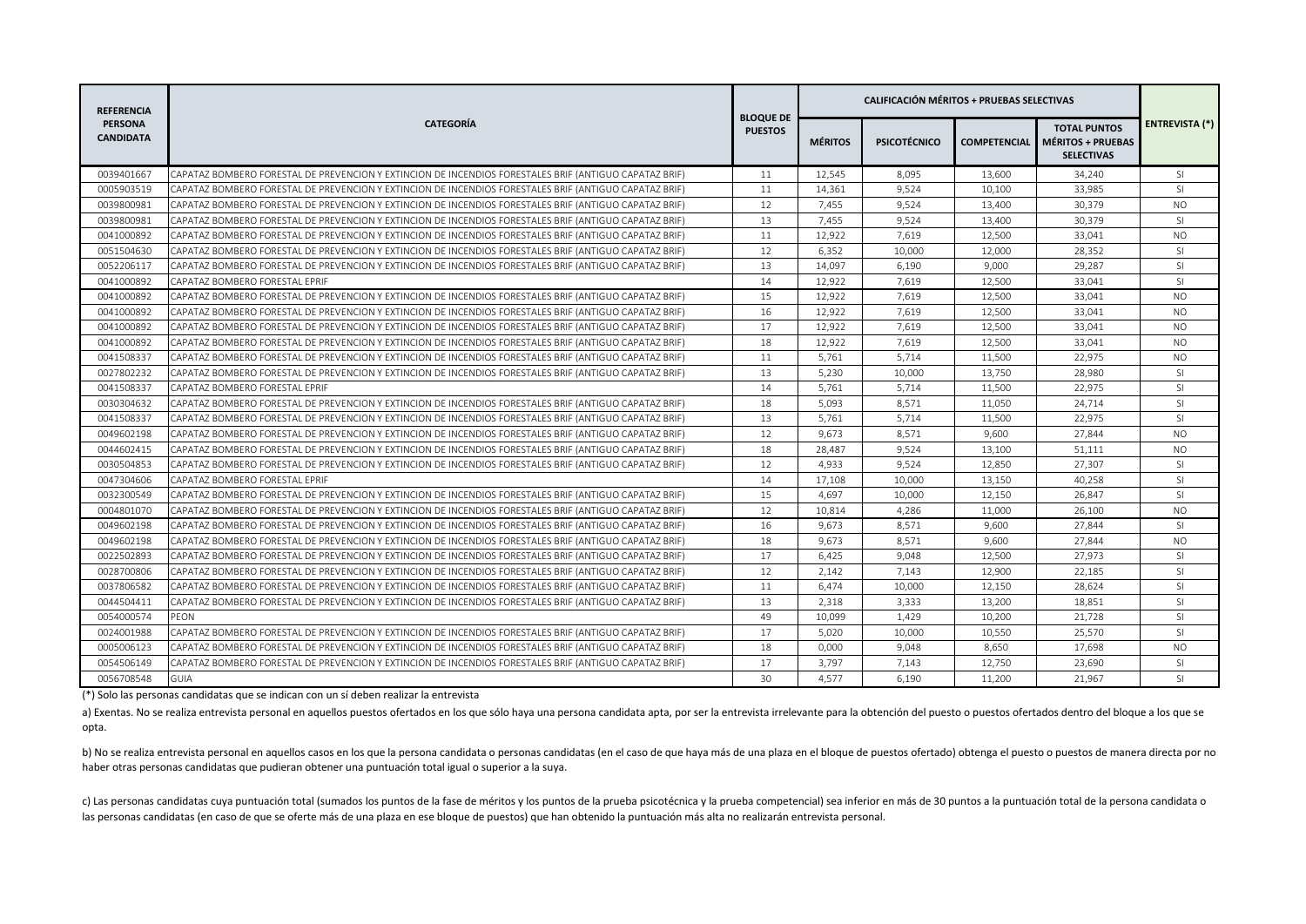| REFERENCIA PERSONA CANDIDATA | CATEGORÍA | BLOQUE DE PUESTOS | CALIFICACIÓN MÉRITOS + PRUEBAS SELECTIVAS | | | | ENTREVISTA (*) |
|---|---|---|---|---|---|---|---|
| | | | MÉRITOS | PSICOTÉCNICO | COMPETENCIAL | TOTAL PUNTOS MÉRITOS + PRUEBAS SELECTIVAS | |
| 0039401667 | CAPATAZ BOMBERO FORESTAL DE PREVENCION Y EXTINCION DE INCENDIOS FORESTALES BRIF (ANTIGUO CAPATAZ BRIF) | 11 | 12,545 | 8,095 | 13,600 | 34,240 | SI |
| 0005903519 | CAPATAZ BOMBERO FORESTAL DE PREVENCION Y EXTINCION DE INCENDIOS FORESTALES BRIF (ANTIGUO CAPATAZ BRIF) | 11 | 14,361 | 9,524 | 10,100 | 33,985 | SI |
| 0039800981 | CAPATAZ BOMBERO FORESTAL DE PREVENCION Y EXTINCION DE INCENDIOS FORESTALES BRIF (ANTIGUO CAPATAZ BRIF) | 12 | 7,455 | 9,524 | 13,400 | 30,379 | NO |
| 0039800981 | CAPATAZ BOMBERO FORESTAL DE PREVENCION Y EXTINCION DE INCENDIOS FORESTALES BRIF (ANTIGUO CAPATAZ BRIF) | 13 | 7,455 | 9,524 | 13,400 | 30,379 | SI |
| 0041000892 | CAPATAZ BOMBERO FORESTAL DE PREVENCION Y EXTINCION DE INCENDIOS FORESTALES BRIF (ANTIGUO CAPATAZ BRIF) | 11 | 12,922 | 7,619 | 12,500 | 33,041 | NO |
| 0051504630 | CAPATAZ BOMBERO FORESTAL DE PREVENCION Y EXTINCION DE INCENDIOS FORESTALES BRIF (ANTIGUO CAPATAZ BRIF) | 12 | 6,352 | 10,000 | 12,000 | 28,352 | SI |
| 0052206117 | CAPATAZ BOMBERO FORESTAL DE PREVENCION Y EXTINCION DE INCENDIOS FORESTALES BRIF (ANTIGUO CAPATAZ BRIF) | 13 | 14,097 | 6,190 | 9,000 | 29,287 | SI |
| 0041000892 | CAPATAZ BOMBERO FORESTAL EPRIF | 14 | 12,922 | 7,619 | 12,500 | 33,041 | SI |
| 0041000892 | CAPATAZ BOMBERO FORESTAL DE PREVENCION Y EXTINCION DE INCENDIOS FORESTALES BRIF (ANTIGUO CAPATAZ BRIF) | 15 | 12,922 | 7,619 | 12,500 | 33,041 | NO |
| 0041000892 | CAPATAZ BOMBERO FORESTAL DE PREVENCION Y EXTINCION DE INCENDIOS FORESTALES BRIF (ANTIGUO CAPATAZ BRIF) | 16 | 12,922 | 7,619 | 12,500 | 33,041 | NO |
| 0041000892 | CAPATAZ BOMBERO FORESTAL DE PREVENCION Y EXTINCION DE INCENDIOS FORESTALES BRIF (ANTIGUO CAPATAZ BRIF) | 17 | 12,922 | 7,619 | 12,500 | 33,041 | NO |
| 0041000892 | CAPATAZ BOMBERO FORESTAL DE PREVENCION Y EXTINCION DE INCENDIOS FORESTALES BRIF (ANTIGUO CAPATAZ BRIF) | 18 | 12,922 | 7,619 | 12,500 | 33,041 | NO |
| 0041508337 | CAPATAZ BOMBERO FORESTAL DE PREVENCION Y EXTINCION DE INCENDIOS FORESTALES BRIF (ANTIGUO CAPATAZ BRIF) | 11 | 5,761 | 5,714 | 11,500 | 22,975 | NO |
| 0027802232 | CAPATAZ BOMBERO FORESTAL DE PREVENCION Y EXTINCION DE INCENDIOS FORESTALES BRIF (ANTIGUO CAPATAZ BRIF) | 13 | 5,230 | 10,000 | 13,750 | 28,980 | SI |
| 0041508337 | CAPATAZ BOMBERO FORESTAL EPRIF | 14 | 5,761 | 5,714 | 11,500 | 22,975 | SI |
| 0030304632 | CAPATAZ BOMBERO FORESTAL DE PREVENCION Y EXTINCION DE INCENDIOS FORESTALES BRIF (ANTIGUO CAPATAZ BRIF) | 18 | 5,093 | 8,571 | 11,050 | 24,714 | SI |
| 0041508337 | CAPATAZ BOMBERO FORESTAL DE PREVENCION Y EXTINCION DE INCENDIOS FORESTALES BRIF (ANTIGUO CAPATAZ BRIF) | 13 | 5,761 | 5,714 | 11,500 | 22,975 | SI |
| 0049602198 | CAPATAZ BOMBERO FORESTAL DE PREVENCION Y EXTINCION DE INCENDIOS FORESTALES BRIF (ANTIGUO CAPATAZ BRIF) | 12 | 9,673 | 8,571 | 9,600 | 27,844 | NO |
| 0044602415 | CAPATAZ BOMBERO FORESTAL DE PREVENCION Y EXTINCION DE INCENDIOS FORESTALES BRIF (ANTIGUO CAPATAZ BRIF) | 18 | 28,487 | 9,524 | 13,100 | 51,111 | NO |
| 0030504853 | CAPATAZ BOMBERO FORESTAL DE PREVENCION Y EXTINCION DE INCENDIOS FORESTALES BRIF (ANTIGUO CAPATAZ BRIF) | 12 | 4,933 | 9,524 | 12,850 | 27,307 | SI |
| 0047304606 | CAPATAZ BOMBERO FORESTAL EPRIF | 14 | 17,108 | 10,000 | 13,150 | 40,258 | SI |
| 0032300549 | CAPATAZ BOMBERO FORESTAL DE PREVENCION Y EXTINCION DE INCENDIOS FORESTALES BRIF (ANTIGUO CAPATAZ BRIF) | 15 | 4,697 | 10,000 | 12,150 | 26,847 | SI |
| 0004801070 | CAPATAZ BOMBERO FORESTAL DE PREVENCION Y EXTINCION DE INCENDIOS FORESTALES BRIF (ANTIGUO CAPATAZ BRIF) | 12 | 10,814 | 4,286 | 11,000 | 26,100 | NO |
| 0049602198 | CAPATAZ BOMBERO FORESTAL DE PREVENCION Y EXTINCION DE INCENDIOS FORESTALES BRIF (ANTIGUO CAPATAZ BRIF) | 16 | 9,673 | 8,571 | 9,600 | 27,844 | SI |
| 0049602198 | CAPATAZ BOMBERO FORESTAL DE PREVENCION Y EXTINCION DE INCENDIOS FORESTALES BRIF (ANTIGUO CAPATAZ BRIF) | 18 | 9,673 | 8,571 | 9,600 | 27,844 | NO |
| 0022502893 | CAPATAZ BOMBERO FORESTAL DE PREVENCION Y EXTINCION DE INCENDIOS FORESTALES BRIF (ANTIGUO CAPATAZ BRIF) | 17 | 6,425 | 9,048 | 12,500 | 27,973 | SI |
| 0028700806 | CAPATAZ BOMBERO FORESTAL DE PREVENCION Y EXTINCION DE INCENDIOS FORESTALES BRIF (ANTIGUO CAPATAZ BRIF) | 12 | 2,142 | 7,143 | 12,900 | 22,185 | SI |
| 0037806582 | CAPATAZ BOMBERO FORESTAL DE PREVENCION Y EXTINCION DE INCENDIOS FORESTALES BRIF (ANTIGUO CAPATAZ BRIF) | 11 | 6,474 | 10,000 | 12,150 | 28,624 | SI |
| 0044504411 | CAPATAZ BOMBERO FORESTAL DE PREVENCION Y EXTINCION DE INCENDIOS FORESTALES BRIF (ANTIGUO CAPATAZ BRIF) | 13 | 2,318 | 3,333 | 13,200 | 18,851 | SI |
| 0054000574 | PEON | 49 | 10,099 | 1,429 | 10,200 | 21,728 | SI |
| 0024001988 | CAPATAZ BOMBERO FORESTAL DE PREVENCION Y EXTINCION DE INCENDIOS FORESTALES BRIF (ANTIGUO CAPATAZ BRIF) | 17 | 5,020 | 10,000 | 10,550 | 25,570 | SI |
| 0005006123 | CAPATAZ BOMBERO FORESTAL DE PREVENCION Y EXTINCION DE INCENDIOS FORESTALES BRIF (ANTIGUO CAPATAZ BRIF) | 18 | 0,000 | 9,048 | 8,650 | 17,698 | NO |
| 0054506149 | CAPATAZ BOMBERO FORESTAL DE PREVENCION Y EXTINCION DE INCENDIOS FORESTALES BRIF (ANTIGUO CAPATAZ BRIF) | 17 | 3,797 | 7,143 | 12,750 | 23,690 | SI |
| 0056708548 | GUIA | 30 | 4,577 | 6,190 | 11,200 | 21,967 | SI |

(*) Solo las personas candidatas que se indican con un sí deben realizar la entrevista

a) Exentas. No se realiza entrevista personal en aquellos puestos ofertados en los que sólo haya una persona candidata apta, por ser la entrevista irrelevante para la obtención del puesto o puestos ofertados dentro del bloque a los que se opta.

b) No se realiza entrevista personal en aquellos casos en los que la persona candidata o personas candidatas (en el caso de que haya más de una plaza en el bloque de puestos ofertado) obtenga el puesto o puestos de manera directa por no haber otras personas candidatas que pudieran obtener una puntuación total igual o superior a la suya.

c) Las personas candidatas cuya puntuación total (sumados los puntos de la fase de méritos y los puntos de la prueba psicotécnica y la prueba competencial) sea inferior en más de 30 puntos a la puntuación total de la persona candidata o las personas candidatas (en caso de que se oferte más de una plaza en ese bloque de puestos) que han obtenido la puntuación más alta no realizarán entrevista personal.